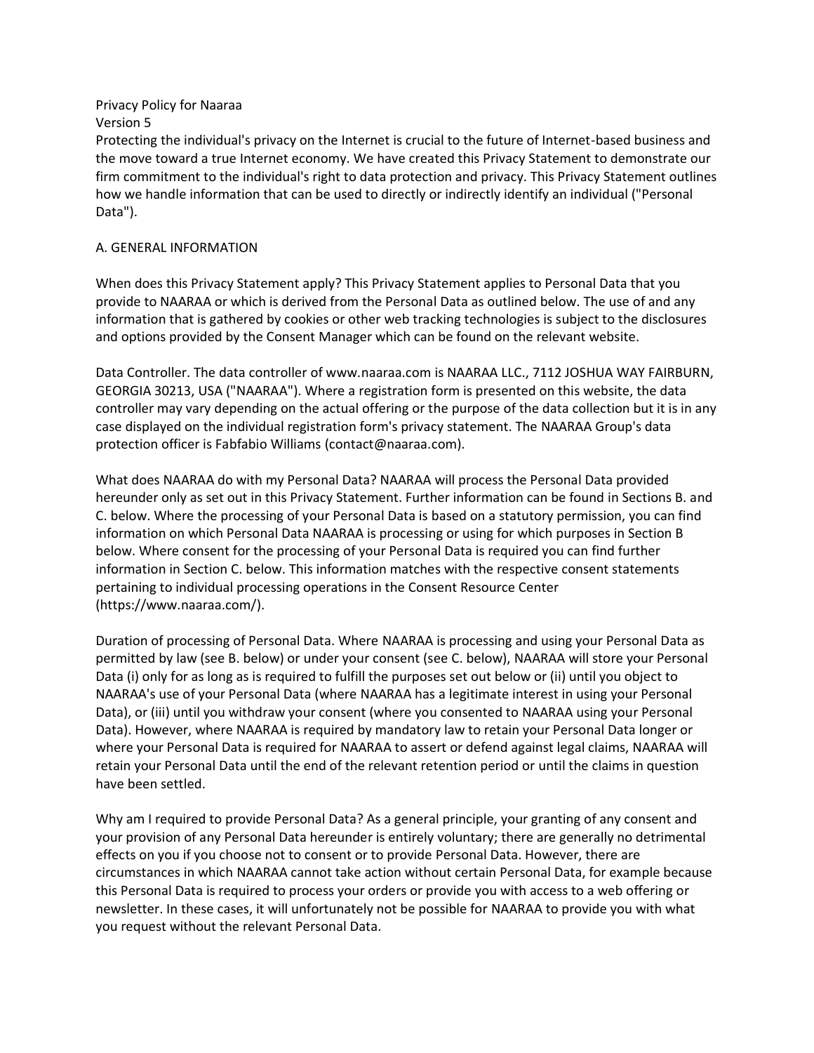# Privacy Policy for Naaraa

Version 5

Protecting the individual's privacy on the Internet is crucial to the future of Internet-based business and the move toward a true Internet economy. We have created this Privacy Statement to demonstrate our firm commitment to the individual's right to data protection and privacy. This Privacy Statement outlines how we handle information that can be used to directly or indirectly identify an individual ("Personal Data").

## A. GENERAL INFORMATION

When does this Privacy Statement apply? This Privacy Statement applies to Personal Data that you provide to NAARAA or which is derived from the Personal Data as outlined below. The use of and any information that is gathered by cookies or other web tracking technologies is subject to the disclosures and options provided by the Consent Manager which can be found on the relevant website.

Data Controller. The data controller of www.naaraa.com is NAARAA LLC., 7112 JOSHUA WAY FAIRBURN, GEORGIA 30213, USA ("NAARAA"). Where a registration form is presented on this website, the data controller may vary depending on the actual offering or the purpose of the data collection but it is in any case displayed on the individual registration form's privacy statement. The NAARAA Group's data protection officer is Fabfabio Williams (contact@naaraa.com).

What does NAARAA do with my Personal Data? NAARAA will process the Personal Data provided hereunder only as set out in this Privacy Statement. Further information can be found in Sections B. and C. below. Where the processing of your Personal Data is based on a statutory permission, you can find information on which Personal Data NAARAA is processing or using for which purposes in Section B below. Where consent for the processing of your Personal Data is required you can find further information in Section C. below. This information matches with the respective consent statements pertaining to individual processing operations in the Consent Resource Center (https://www.naaraa.com/).

Duration of processing of Personal Data. Where NAARAA is processing and using your Personal Data as permitted by law (see B. below) or under your consent (see C. below), NAARAA will store your Personal Data (i) only for as long as is required to fulfill the purposes set out below or (ii) until you object to NAARAA's use of your Personal Data (where NAARAA has a legitimate interest in using your Personal Data), or (iii) until you withdraw your consent (where you consented to NAARAA using your Personal Data). However, where NAARAA is required by mandatory law to retain your Personal Data longer or where your Personal Data is required for NAARAA to assert or defend against legal claims, NAARAA will retain your Personal Data until the end of the relevant retention period or until the claims in question have been settled.

Why am I required to provide Personal Data? As a general principle, your granting of any consent and your provision of any Personal Data hereunder is entirely voluntary; there are generally no detrimental effects on you if you choose not to consent or to provide Personal Data. However, there are circumstances in which NAARAA cannot take action without certain Personal Data, for example because this Personal Data is required to process your orders or provide you with access to a web offering or newsletter. In these cases, it will unfortunately not be possible for NAARAA to provide you with what you request without the relevant Personal Data.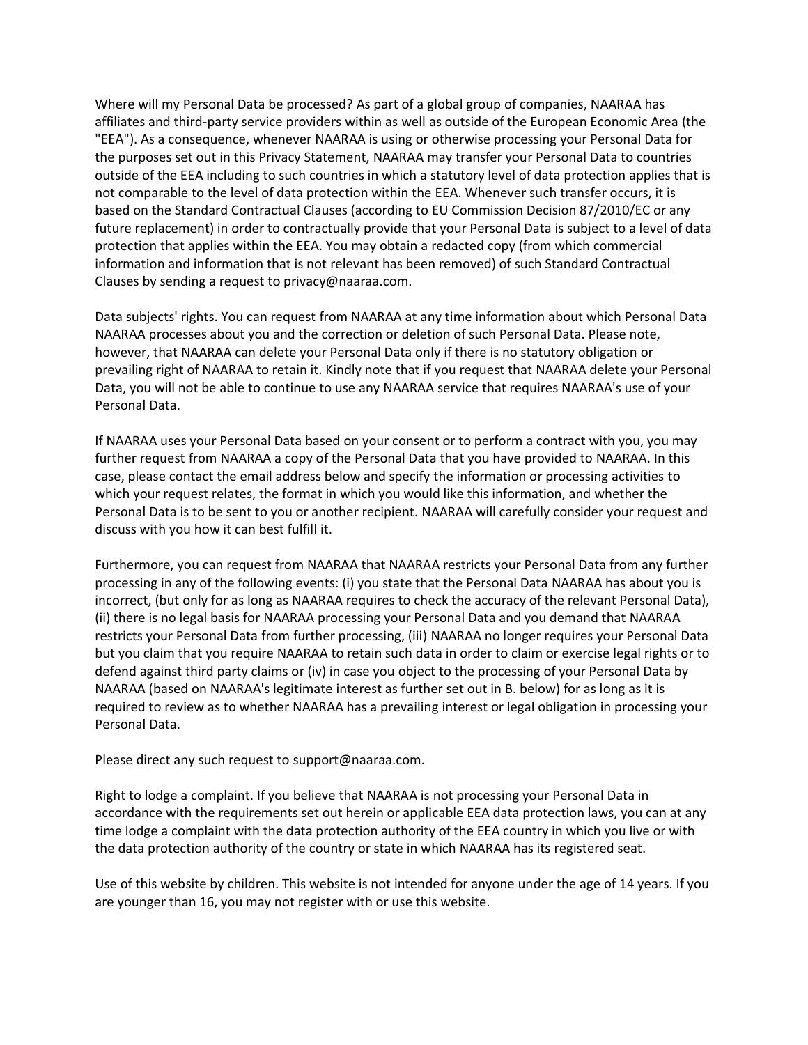Where will my Personal Data be processed? As part of a global group of companies, NAARAA has affiliates and third-party service providers within as well as outside of the European Economic Area (the "EEA"). As a consequence, whenever NAARAA is using or otherwise processing your Personal Data for the purposes set out in this Privacy Statement, NAARAA may transfer your Personal Data to countries outside of the EEA including to such countries in which a statutory level of data protection applies that is not comparable to the level of data protection within the EEA. Whenever such transfer occurs, it is based on the Standard Contractual Clauses (according to EU Commission Decision 87/2010/EC or any future replacement) in order to contractually provide that your Personal Data is subject to a level of data protection that applies within the EEA. You may obtain a redacted copy (from which commercial information and information that is not relevant has been removed) of such Standard Contractual Clauses by sending a request to privacy@naaraa.com.

Data subjects' rights. You can request from NAARAA at any time information about which Personal Data NAARAA processes about you and the correction or deletion of such Personal Data. Please note, however, that NAARAA can delete your Personal Data only if there is no statutory obligation or prevailing right of NAARAA to retain it. Kindly note that if you request that NAARAA delete your Personal Data, you will not be able to continue to use any NAARAA service that requires NAARAA's use of your Personal Data.

If NAARAA uses your Personal Data based on your consent or to perform a contract with you, you may further request from NAARAA a copy of the Personal Data that you have provided to NAARAA. In this case, please contact the email address below and specify the information or processing activities to which your request relates, the format in which you would like this information, and whether the Personal Data is to be sent to you or another recipient. NAARAA will carefully consider your request and discuss with you how it can best fulfill it.

Furthermore, you can request from NAARAA that NAARAA restricts your Personal Data from any further processing in any of the following events: (i) you state that the Personal Data NAARAA has about you is incorrect, (but only for as long as NAARAA requires to check the accuracy of the relevant Personal Data), (ii) there is no legal basis for NAARAA processing your Personal Data and you demand that NAARAA restricts your Personal Data from further processing, (iii) NAARAA no longer requires your Personal Data but you claim that you require NAARAA to retain such data in order to claim or exercise legal rights or to defend against third party claims or (iv) in case you object to the processing of your Personal Data by NAARAA (based on NAARAA's legitimate interest as further set out in B. below) for as long as it is required to review as to whether NAARAA has a prevailing interest or legal obligation in processing your Personal Data.

Please direct any such request to support@naaraa.com.

Right to lodge a complaint. If you believe that NAARAA is not processing your Personal Data in accordance with the requirements set out herein or applicable EEA data protection laws, you can at any time lodge a complaint with the data protection authority of the EEA country in which you live or with the data protection authority of the country or state in which NAARAA has its registered seat.

Use of this website by children. This website is not intended for anyone under the age of 14 years. If you are younger than 16, you may not register with or use this website.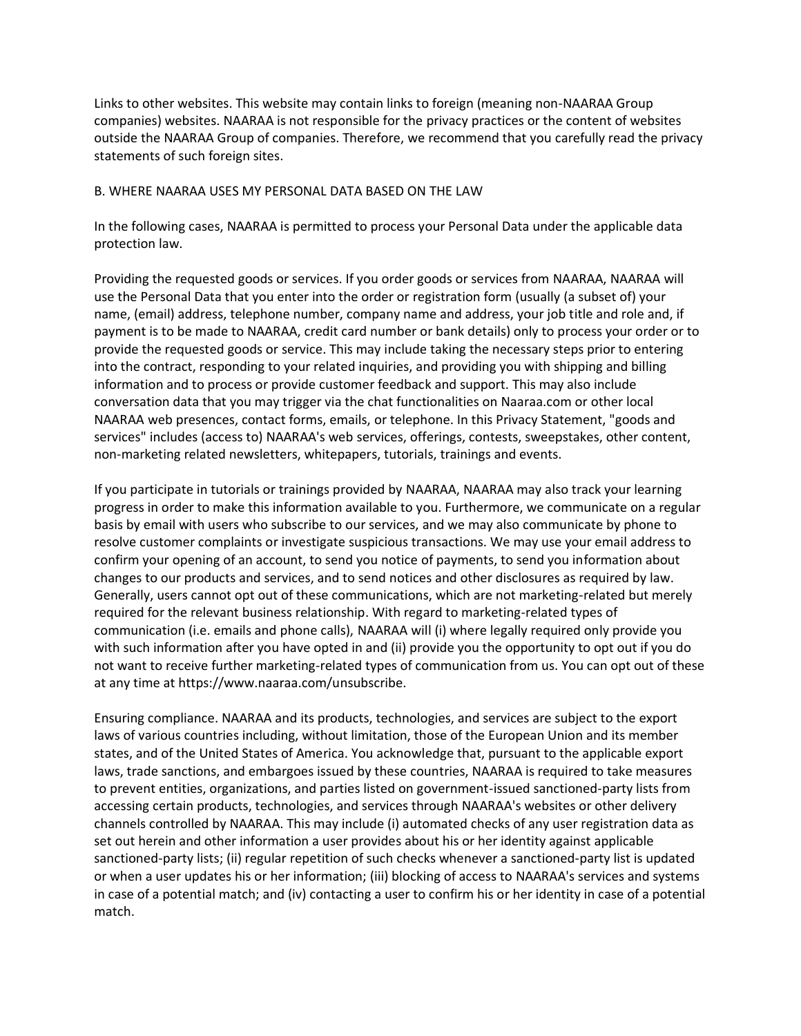Links to other websites. This website may contain links to foreign (meaning non-NAARAA Group companies) websites. NAARAA is not responsible for the privacy practices or the content of websites outside the NAARAA Group of companies. Therefore, we recommend that you carefully read the privacy statements of such foreign sites.

## B. WHERE NAARAA USES MY PERSONAL DATA BASED ON THE LAW

In the following cases, NAARAA is permitted to process your Personal Data under the applicable data protection law.

Providing the requested goods or services. If you order goods or services from NAARAA, NAARAA will use the Personal Data that you enter into the order or registration form (usually (a subset of) your name, (email) address, telephone number, company name and address, your job title and role and, if payment is to be made to NAARAA, credit card number or bank details) only to process your order or to provide the requested goods or service. This may include taking the necessary steps prior to entering into the contract, responding to your related inquiries, and providing you with shipping and billing information and to process or provide customer feedback and support. This may also include conversation data that you may trigger via the chat functionalities on Naaraa.com or other local NAARAA web presences, contact forms, emails, or telephone. In this Privacy Statement, "goods and services" includes (access to) NAARAA's web services, offerings, contests, sweepstakes, other content, non-marketing related newsletters, whitepapers, tutorials, trainings and events.

If you participate in tutorials or trainings provided by NAARAA, NAARAA may also track your learning progress in order to make this information available to you. Furthermore, we communicate on a regular basis by email with users who subscribe to our services, and we may also communicate by phone to resolve customer complaints or investigate suspicious transactions. We may use your email address to confirm your opening of an account, to send you notice of payments, to send you information about changes to our products and services, and to send notices and other disclosures as required by law. Generally, users cannot opt out of these communications, which are not marketing-related but merely required for the relevant business relationship. With regard to marketing-related types of communication (i.e. emails and phone calls), NAARAA will (i) where legally required only provide you with such information after you have opted in and (ii) provide you the opportunity to opt out if you do not want to receive further marketing-related types of communication from us. You can opt out of these at any time at https://www.naaraa.com/unsubscribe.

Ensuring compliance. NAARAA and its products, technologies, and services are subject to the export laws of various countries including, without limitation, those of the European Union and its member states, and of the United States of America. You acknowledge that, pursuant to the applicable export laws, trade sanctions, and embargoes issued by these countries, NAARAA is required to take measures to prevent entities, organizations, and parties listed on government-issued sanctioned-party lists from accessing certain products, technologies, and services through NAARAA's websites or other delivery channels controlled by NAARAA. This may include (i) automated checks of any user registration data as set out herein and other information a user provides about his or her identity against applicable sanctioned-party lists; (ii) regular repetition of such checks whenever a sanctioned-party list is updated or when a user updates his or her information; (iii) blocking of access to NAARAA's services and systems in case of a potential match; and (iv) contacting a user to confirm his or her identity in case of a potential match.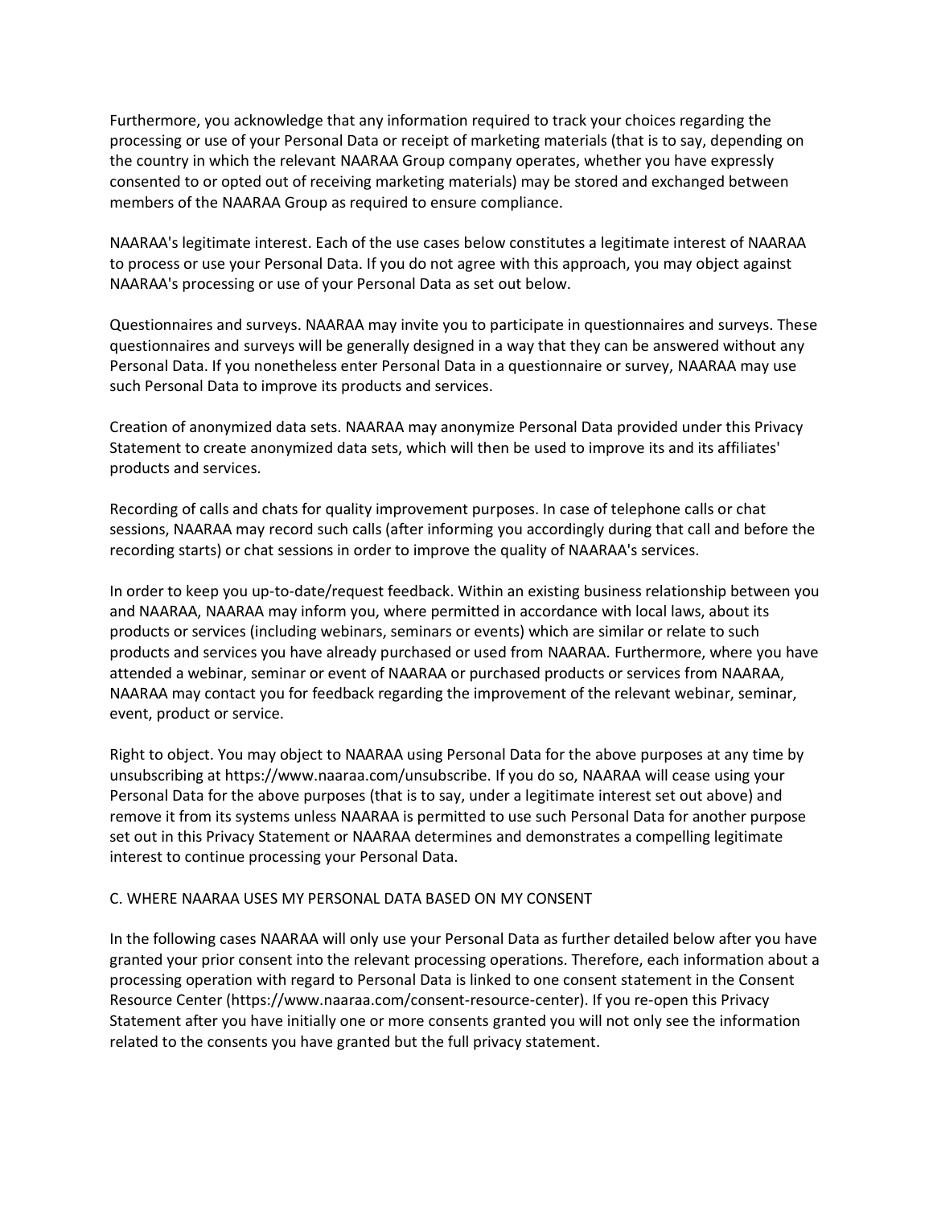Furthermore, you acknowledge that any information required to track your choices regarding the processing or use of your Personal Data or receipt of marketing materials (that is to say, depending on the country in which the relevant NAARAA Group company operates, whether you have expressly consented to or opted out of receiving marketing materials) may be stored and exchanged between members of the NAARAA Group as required to ensure compliance.

NAARAA's legitimate interest. Each of the use cases below constitutes a legitimate interest of NAARAA to process or use your Personal Data. If you do not agree with this approach, you may object against NAARAA's processing or use of your Personal Data as set out below.

Questionnaires and surveys. NAARAA may invite you to participate in questionnaires and surveys. These questionnaires and surveys will be generally designed in a way that they can be answered without any Personal Data. If you nonetheless enter Personal Data in a questionnaire or survey, NAARAA may use such Personal Data to improve its products and services.

Creation of anonymized data sets. NAARAA may anonymize Personal Data provided under this Privacy Statement to create anonymized data sets, which will then be used to improve its and its affiliates' products and services.

Recording of calls and chats for quality improvement purposes. In case of telephone calls or chat sessions, NAARAA may record such calls (after informing you accordingly during that call and before the recording starts) or chat sessions in order to improve the quality of NAARAA's services.

In order to keep you up-to-date/request feedback. Within an existing business relationship between you and NAARAA, NAARAA may inform you, where permitted in accordance with local laws, about its products or services (including webinars, seminars or events) which are similar or relate to such products and services you have already purchased or used from NAARAA. Furthermore, where you have attended a webinar, seminar or event of NAARAA or purchased products or services from NAARAA, NAARAA may contact you for feedback regarding the improvement of the relevant webinar, seminar, event, product or service.

Right to object. You may object to NAARAA using Personal Data for the above purposes at any time by unsubscribing at https://www.naaraa.com/unsubscribe. If you do so, NAARAA will cease using your Personal Data for the above purposes (that is to say, under a legitimate interest set out above) and remove it from its systems unless NAARAA is permitted to use such Personal Data for another purpose set out in this Privacy Statement or NAARAA determines and demonstrates a compelling legitimate interest to continue processing your Personal Data.

## C. WHERE NAARAA USES MY PERSONAL DATA BASED ON MY CONSENT

In the following cases NAARAA will only use your Personal Data as further detailed below after you have granted your prior consent into the relevant processing operations. Therefore, each information about a processing operation with regard to Personal Data is linked to one consent statement in the Consent Resource Center (https://www.naaraa.com/consent-resource-center). If you re-open this Privacy Statement after you have initially one or more consents granted you will not only see the information related to the consents you have granted but the full privacy statement.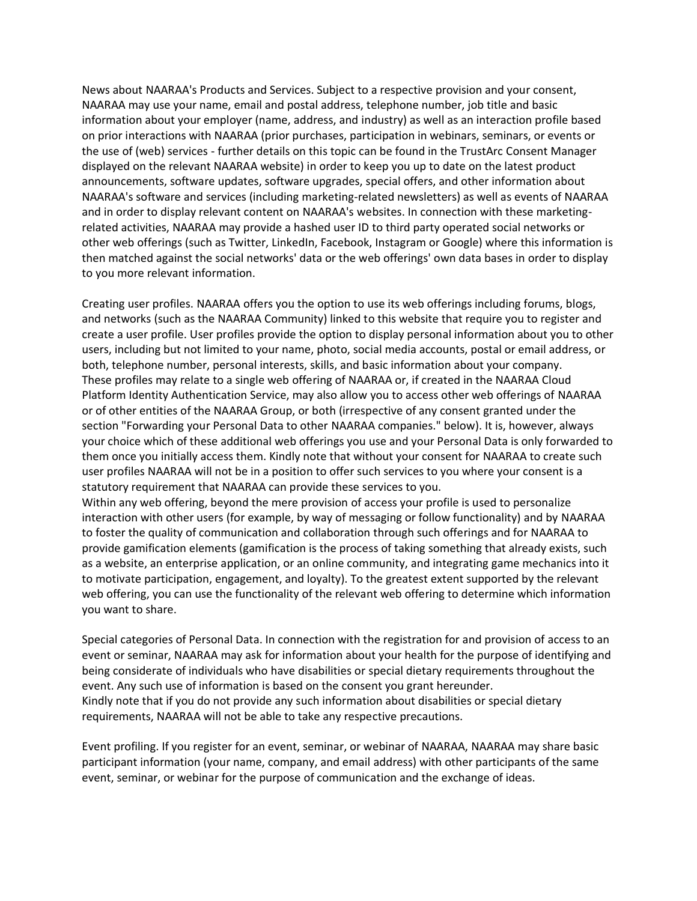News about NAARAA's Products and Services. Subject to a respective provision and your consent, NAARAA may use your name, email and postal address, telephone number, job title and basic information about your employer (name, address, and industry) as well as an interaction profile based on prior interactions with NAARAA (prior purchases, participation in webinars, seminars, or events or the use of (web) services - further details on this topic can be found in the TrustArc Consent Manager displayed on the relevant NAARAA website) in order to keep you up to date on the latest product announcements, software updates, software upgrades, special offers, and other information about NAARAA's software and services (including marketing-related newsletters) as well as events of NAARAA and in order to display relevant content on NAARAA's websites. In connection with these marketing-related activities, NAARAA may provide a hashed user ID to third party operated social networks or other web offerings (such as Twitter, LinkedIn, Facebook, Instagram or Google) where this information is then matched against the social networks' data or the web offerings' own data bases in order to display to you more relevant information.

Creating user profiles. NAARAA offers you the option to use its web offerings including forums, blogs, and networks (such as the NAARAA Community) linked to this website that require you to register and create a user profile. User profiles provide the option to display personal information about you to other users, including but not limited to your name, photo, social media accounts, postal or email address, or both, telephone number, personal interests, skills, and basic information about your company.
These profiles may relate to a single web offering of NAARAA or, if created in the NAARAA Cloud Platform Identity Authentication Service, may also allow you to access other web offerings of NAARAA or of other entities of the NAARAA Group, or both (irrespective of any consent granted under the section "Forwarding your Personal Data to other NAARAA companies." below). It is, however, always your choice which of these additional web offerings you use and your Personal Data is only forwarded to them once you initially access them. Kindly note that without your consent for NAARAA to create such user profiles NAARAA will not be in a position to offer such services to you where your consent is a statutory requirement that NAARAA can provide these services to you.
Within any web offering, beyond the mere provision of access your profile is used to personalize interaction with other users (for example, by way of messaging or follow functionality) and by NAARAA to foster the quality of communication and collaboration through such offerings and for NAARAA to provide gamification elements (gamification is the process of taking something that already exists, such as a website, an enterprise application, or an online community, and integrating game mechanics into it to motivate participation, engagement, and loyalty). To the greatest extent supported by the relevant web offering, you can use the functionality of the relevant web offering to determine which information you want to share.

Special categories of Personal Data. In connection with the registration for and provision of access to an event or seminar, NAARAA may ask for information about your health for the purpose of identifying and being considerate of individuals who have disabilities or special dietary requirements throughout the event. Any such use of information is based on the consent you grant hereunder.
Kindly note that if you do not provide any such information about disabilities or special dietary requirements, NAARAA will not be able to take any respective precautions.

Event profiling. If you register for an event, seminar, or webinar of NAARAA, NAARAA may share basic participant information (your name, company, and email address) with other participants of the same event, seminar, or webinar for the purpose of communication and the exchange of ideas.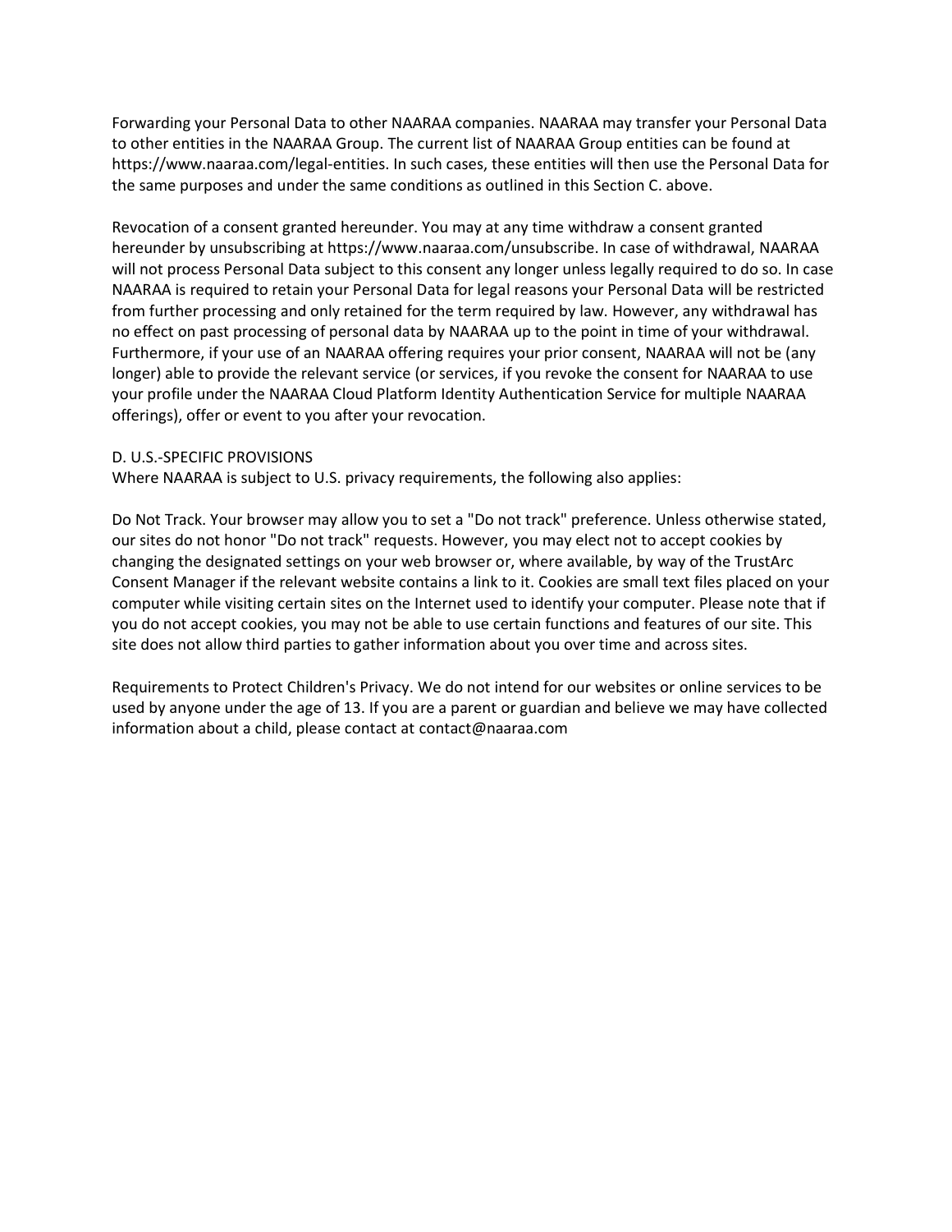Forwarding your Personal Data to other NAARAA companies. NAARAA may transfer your Personal Data to other entities in the NAARAA Group. The current list of NAARAA Group entities can be found at https://www.naaraa.com/legal-entities. In such cases, these entities will then use the Personal Data for the same purposes and under the same conditions as outlined in this Section C. above.

Revocation of a consent granted hereunder. You may at any time withdraw a consent granted hereunder by unsubscribing at https://www.naaraa.com/unsubscribe. In case of withdrawal, NAARAA will not process Personal Data subject to this consent any longer unless legally required to do so. In case NAARAA is required to retain your Personal Data for legal reasons your Personal Data will be restricted from further processing and only retained for the term required by law. However, any withdrawal has no effect on past processing of personal data by NAARAA up to the point in time of your withdrawal. Furthermore, if your use of an NAARAA offering requires your prior consent, NAARAA will not be (any longer) able to provide the relevant service (or services, if you revoke the consent for NAARAA to use your profile under the NAARAA Cloud Platform Identity Authentication Service for multiple NAARAA offerings), offer or event to you after your revocation.

D. U.S.-SPECIFIC PROVISIONS

Where NAARAA is subject to U.S. privacy requirements, the following also applies:

Do Not Track. Your browser may allow you to set a "Do not track" preference. Unless otherwise stated, our sites do not honor "Do not track" requests. However, you may elect not to accept cookies by changing the designated settings on your web browser or, where available, by way of the TrustArc Consent Manager if the relevant website contains a link to it. Cookies are small text files placed on your computer while visiting certain sites on the Internet used to identify your computer. Please note that if you do not accept cookies, you may not be able to use certain functions and features of our site. This site does not allow third parties to gather information about you over time and across sites.

Requirements to Protect Children's Privacy. We do not intend for our websites or online services to be used by anyone under the age of 13. If you are a parent or guardian and believe we may have collected information about a child, please contact at contact@naaraa.com